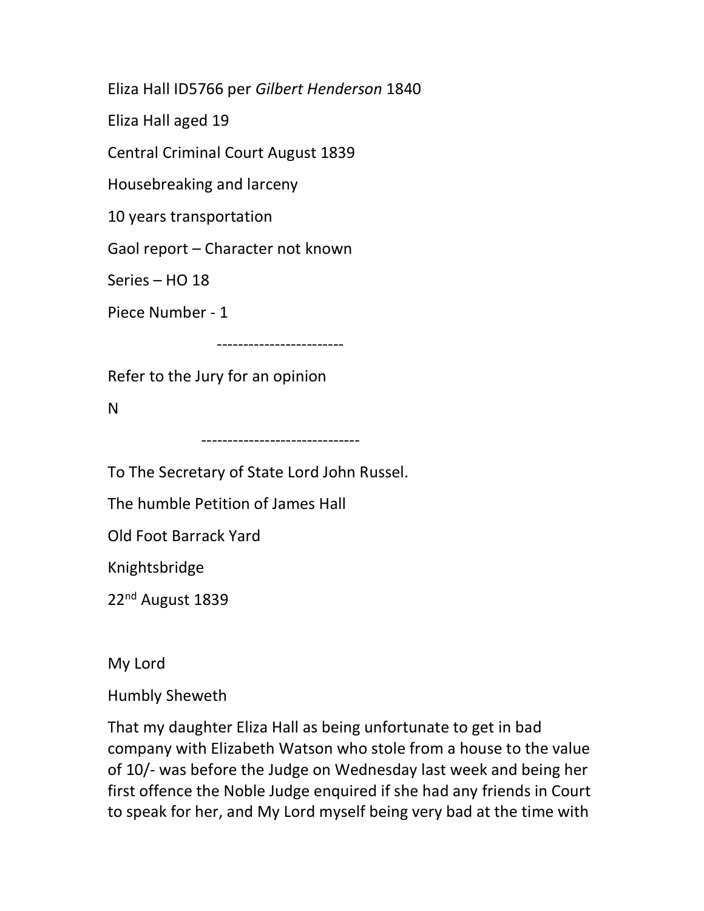Eliza Hall ID5766 per *Gilbert Henderson* 1840

Eliza Hall aged 19

Central Criminal Court August 1839

Housebreaking and larceny

10 years transportation

Gaol report – Character not known

Series – HO 18

Piece Number - 1

------------------------

Refer to the Jury for an opinion

N

------------------------------

To The Secretary of State Lord John Russel.

The humble Petition of James Hall

Old Foot Barrack Yard

Knightsbridge

22nd August 1839

My Lord

Humbly Sheweth

That my daughter Eliza Hall as being unfortunate to get in bad company with Elizabeth Watson who stole from a house to the value of 10/- was before the Judge on Wednesday last week and being her first offence the Noble Judge enquired if she had any friends in Court to speak for her, and My Lord myself being very bad at the time with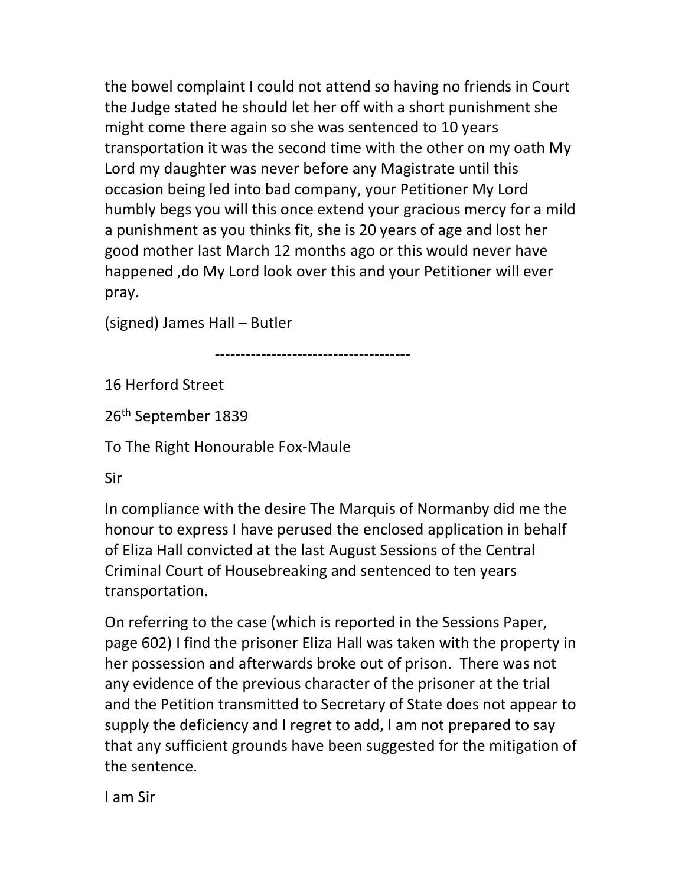the bowel complaint I could not attend so having no friends in Court the Judge stated he should let her off with a short punishment she might come there again so she was sentenced to 10 years transportation it was the second time with the other on my oath My Lord my daughter was never before any Magistrate until this occasion being led into bad company, your Petitioner My Lord humbly begs you will this once extend your gracious mercy for a mild a punishment as you thinks fit, she is 20 years of age and lost her good mother last March 12 months ago or this would never have happened ,do My Lord look over this and your Petitioner will ever pray.

(signed) James Hall – Butler

-------------------------------------

16 Herford Street

26th September 1839

To The Right Honourable Fox-Maule

Sir

In compliance with the desire The Marquis of Normanby did me the honour to express I have perused the enclosed application in behalf of Eliza Hall convicted at the last August Sessions of the Central Criminal Court of Housebreaking and sentenced to ten years transportation.

On referring to the case (which is reported in the Sessions Paper, page 602) I find the prisoner Eliza Hall was taken with the property in her possession and afterwards broke out of prison. There was not any evidence of the previous character of the prisoner at the trial and the Petition transmitted to Secretary of State does not appear to supply the deficiency and I regret to add, I am not prepared to say that any sufficient grounds have been suggested for the mitigation of the sentence.

I am Sir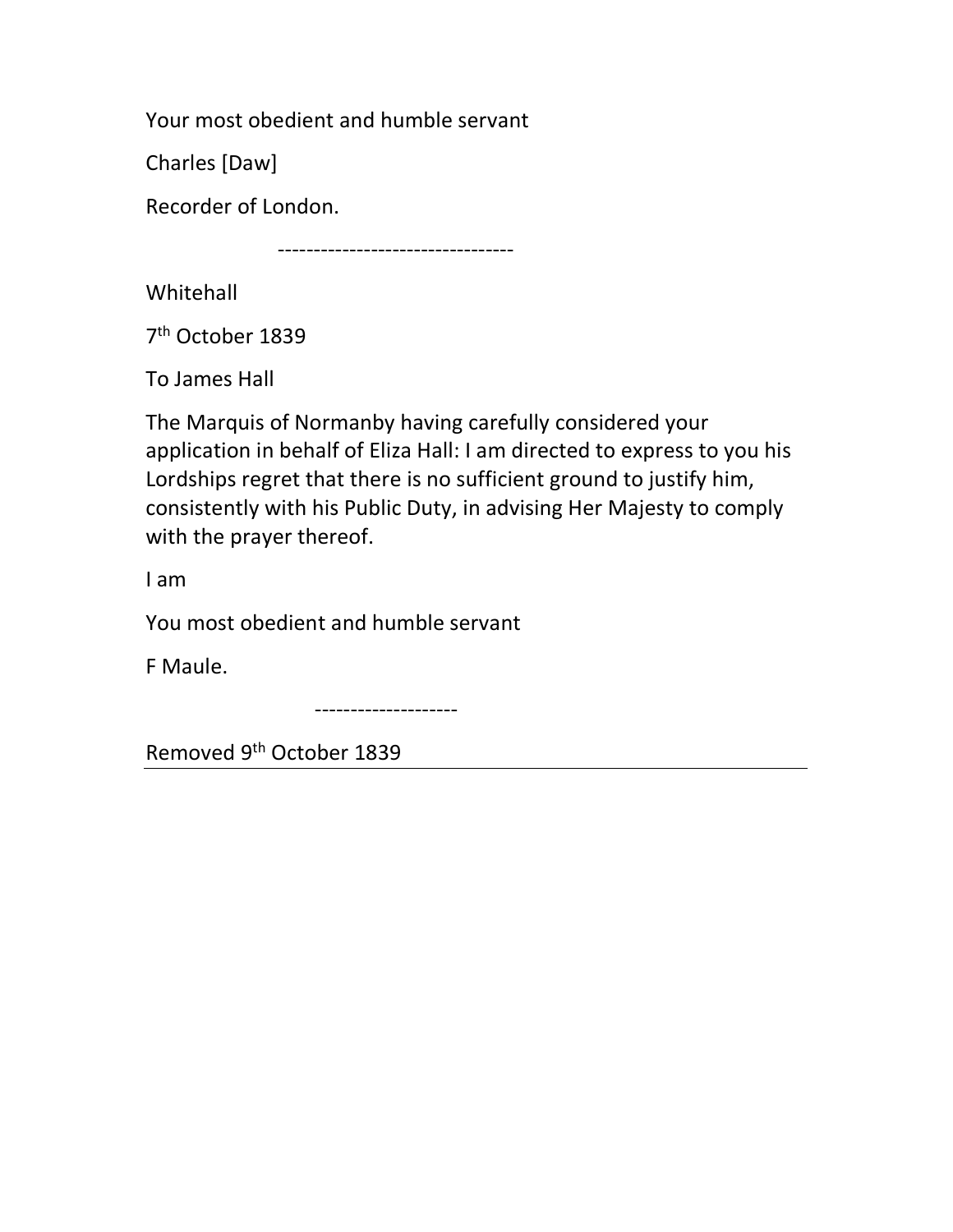Your most obedient and humble servant

Charles [Daw]

Recorder of London.

---------------------------------

Whitehall

7th October 1839

To James Hall

The Marquis of Normanby having carefully considered your application in behalf of Eliza Hall: I am directed to express to you his Lordships regret that there is no sufficient ground to justify him, consistently with his Public Duty, in advising Her Majesty to comply with the prayer thereof.

I am

You most obedient and humble servant

F Maule.

--------------------

Removed 9th October 1839